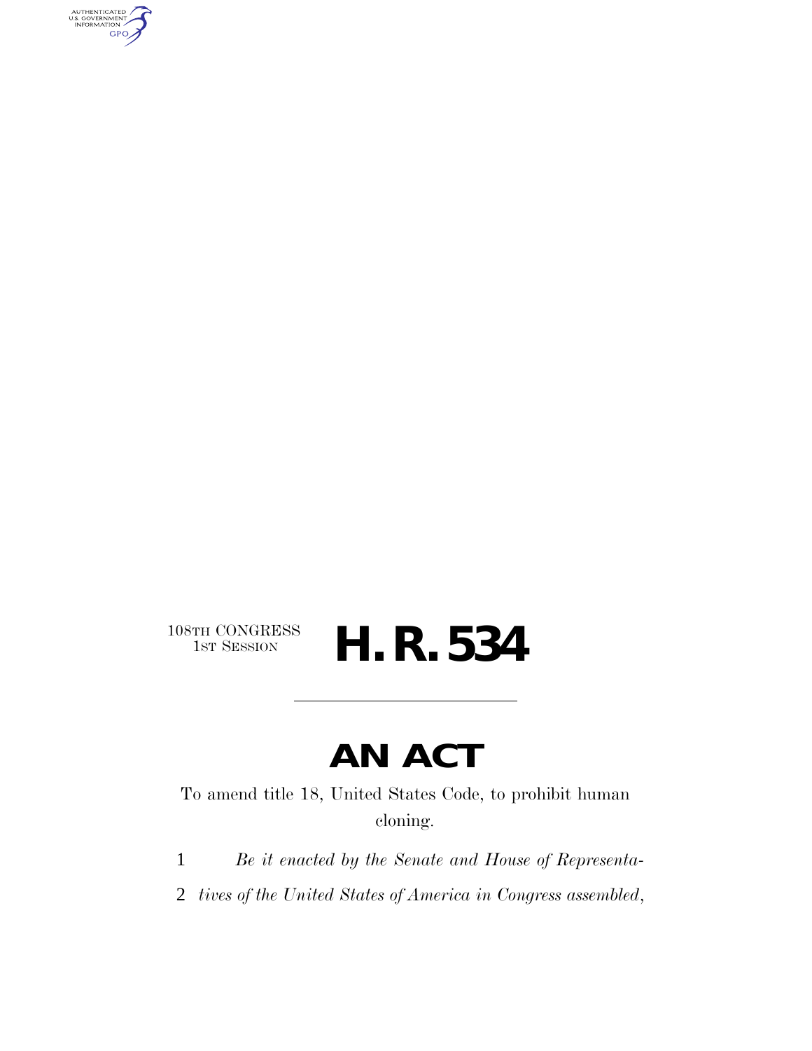108TH CONGRESS
1ST SESSION

# H. R. 534

---

# AN ACT

To amend title 18, United States Code, to prohibit human cloning.

1 *Be it enacted by the Senate and House of Representa-*
2 *tives of the United States of America in Congress assembled,*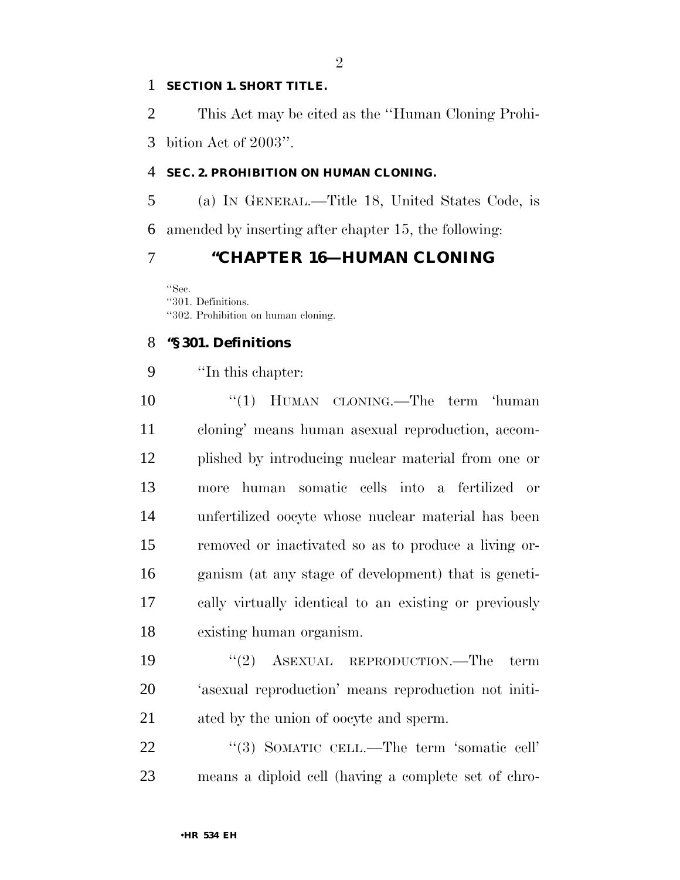**SECTION 1. SHORT TITLE.**

This Act may be cited as the ''Human Cloning Prohibition Act of 2003''.

**SEC. 2. PROHIBITION ON HUMAN CLONING.**

(a) IN GENERAL.—Title 18, United States Code, is amended by inserting after chapter 15, the following:

## ''CHAPTER 16—HUMAN CLONING

''Sec.
''301. Definitions.
''302. Prohibition on human cloning.

### ''§ 301. Definitions

''In this chapter:

''(1) HUMAN CLONING.—The term 'human cloning' means human asexual reproduction, accomplished by introducing nuclear material from one or more human somatic cells into a fertilized or unfertilized oocyte whose nuclear material has been removed or inactivated so as to produce a living organism (at any stage of development) that is genetically virtually identical to an existing or previously existing human organism.

''(2) ASEXUAL REPRODUCTION.—The term 'asexual reproduction' means reproduction not initiated by the union of oocyte and sperm.

''(3) SOMATIC CELL.—The term 'somatic cell' means a diploid cell (having a complete set of chro-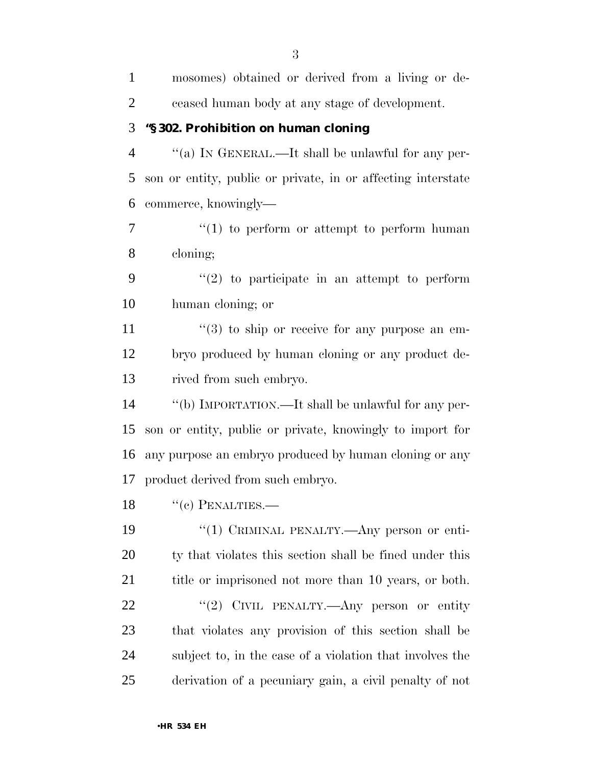mosomes) obtained or derived from a living or deceased human body at any stage of development.

**"§ 302. Prohibition on human cloning**

"(a) IN GENERAL.—It shall be unlawful for any person or entity, public or private, in or affecting interstate commerce, knowingly—

"(1) to perform or attempt to perform human cloning;

"(2) to participate in an attempt to perform human cloning; or

"(3) to ship or receive for any purpose an embryo produced by human cloning or any product derived from such embryo.

"(b) IMPORTATION.—It shall be unlawful for any person or entity, public or private, knowingly to import for any purpose an embryo produced by human cloning or any product derived from such embryo.

"(c) PENALTIES.—

"(1) CRIMINAL PENALTY.—Any person or entity that violates this section shall be fined under this title or imprisoned not more than 10 years, or both.

"(2) CIVIL PENALTY.—Any person or entity that violates any provision of this section shall be subject to, in the case of a violation that involves the derivation of a pecuniary gain, a civil penalty of not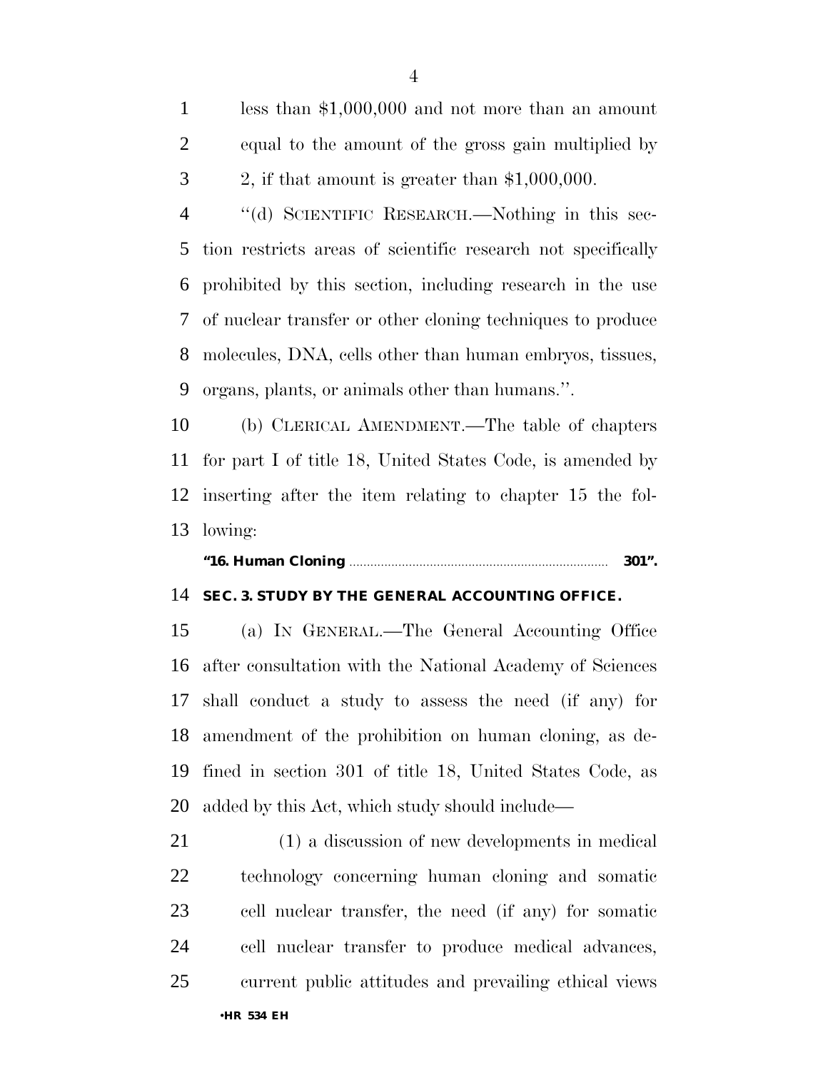less than $1,000,000 and not more than an amount equal to the amount of the gross gain multiplied by 2, if that amount is greater than $1,000,000.

"(d) SCIENTIFIC RESEARCH.—Nothing in this section restricts areas of scientific research not specifically prohibited by this section, including research in the use of nuclear transfer or other cloning techniques to produce molecules, DNA, cells other than human embryos, tissues, organs, plants, or animals other than humans.".

(b) CLERICAL AMENDMENT.—The table of chapters for part I of title 18, United States Code, is amended by inserting after the item relating to chapter 15 the following:

**"16. Human Cloning ........................................................ 301".**

### SEC. 3. STUDY BY THE GENERAL ACCOUNTING OFFICE.

(a) IN GENERAL.—The General Accounting Office after consultation with the National Academy of Sciences shall conduct a study to assess the need (if any) for amendment of the prohibition on human cloning, as defined in section 301 of title 18, United States Code, as added by this Act, which study should include—

(1) a discussion of new developments in medical technology concerning human cloning and somatic cell nuclear transfer, the need (if any) for somatic cell nuclear transfer to produce medical advances, current public attitudes and prevailing ethical views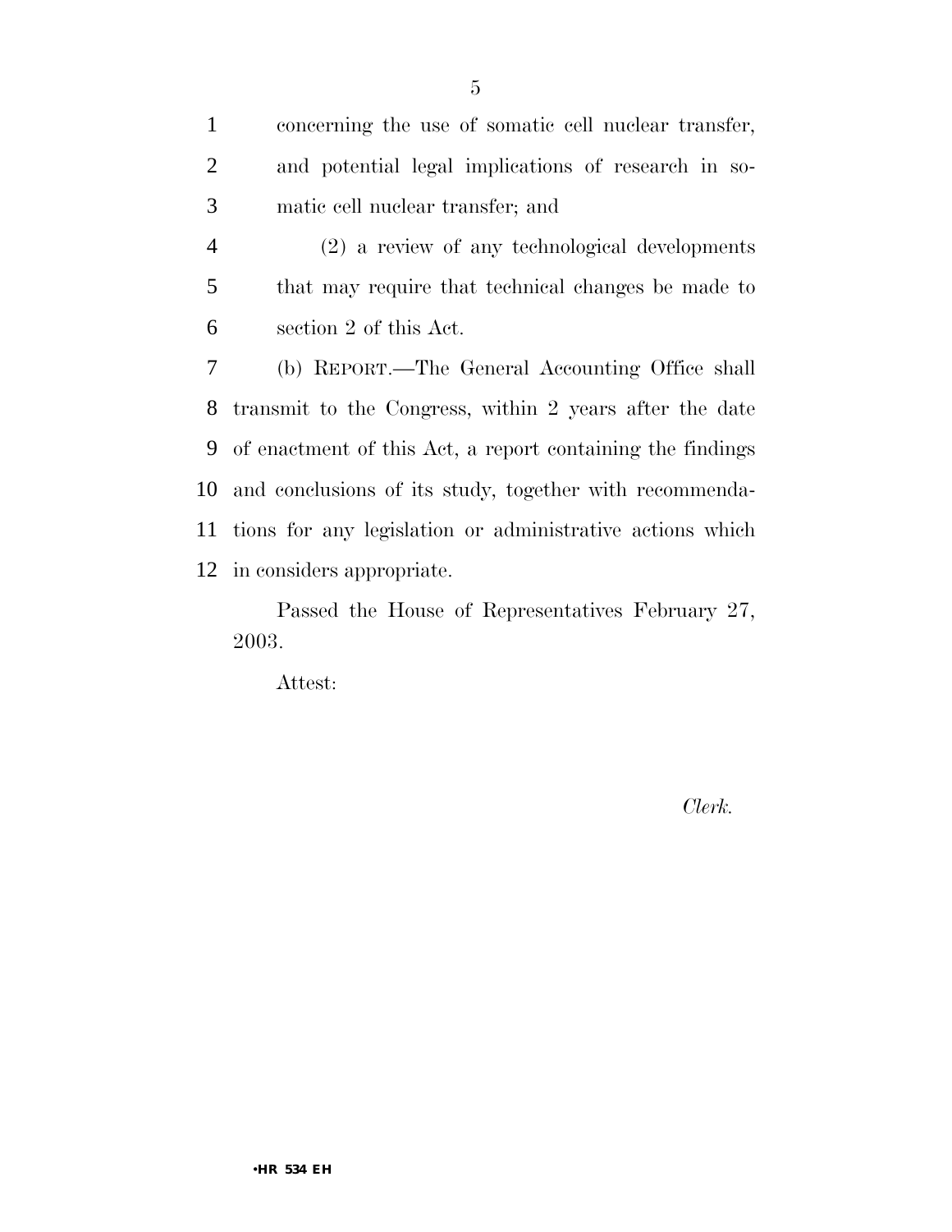concerning the use of somatic cell nuclear transfer, and potential legal implications of research in somatic cell nuclear transfer; and

(2) a review of any technological developments that may require that technical changes be made to section 2 of this Act.

(b) REPORT.—The General Accounting Office shall transmit to the Congress, within 2 years after the date of enactment of this Act, a report containing the findings and conclusions of its study, together with recommendations for any legislation or administrative actions which in considers appropriate.

Passed the House of Representatives February 27, 2003.

Attest:

*Clerk.*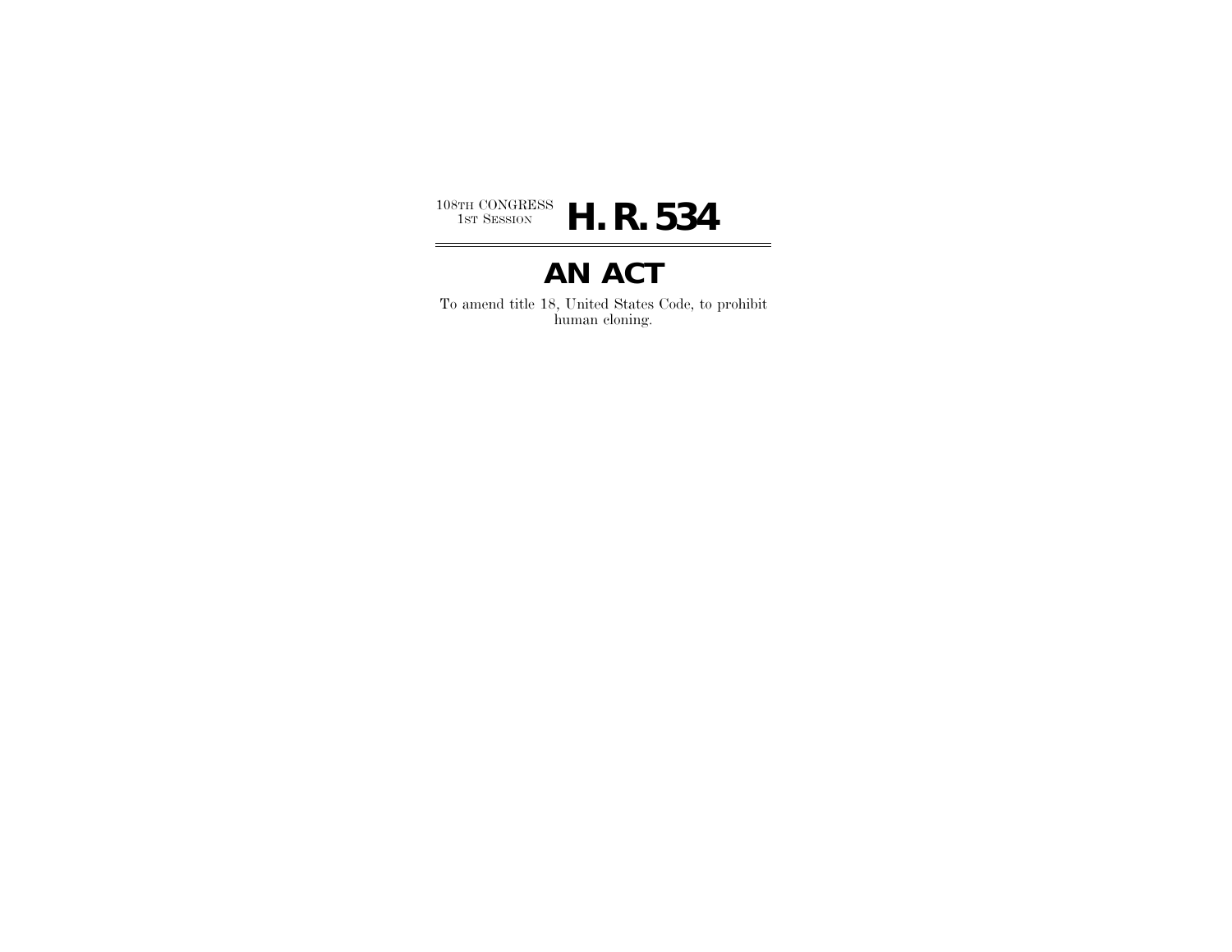108TH CONGRESS
1ST SESSION

# H. R. 534

---

# AN ACT

To amend title 18, United States Code, to prohibit human cloning.